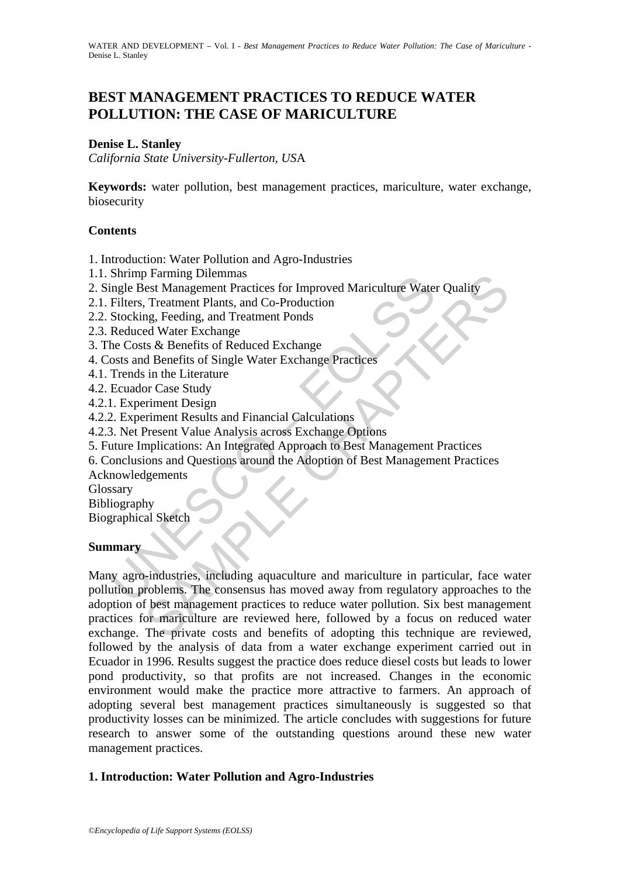# BEST MANAGEMENT PRACTICES TO REDUCE WATER POLLUTION: THE CASE OF MARICULTURE

**Denise L. Stanley**

*California State University-Fullerton, USA*

**Keywords:** water pollution, best management practices, mariculture, water exchange, biosecurity

## Contents

1. Introduction: Water Pollution and Agro-Industries
1.1. Shrimp Farming Dilemmas
2. Single Best Management Practices for Improved Mariculture Water Quality
2.1. Filters, Treatment Plants, and Co-Production
2.2. Stocking, Feeding, and Treatment Ponds
2.3. Reduced Water Exchange
3. The Costs & Benefits of Reduced Exchange
4. Costs and Benefits of Single Water Exchange Practices
4.1. Trends in the Literature
4.2. Ecuador Case Study
4.2.1. Experiment Design
4.2.2. Experiment Results and Financial Calculations
4.2.3. Net Present Value Analysis across Exchange Options
5. Future Implications: An Integrated Approach to Best Management Practices
6. Conclusions and Questions around the Adoption of Best Management Practices

Acknowledgements

Glossary

Bibliography

Biographical Sketch

## Summary

Many agro-industries, including aquaculture and mariculture in particular, face water pollution problems. The consensus has moved away from regulatory approaches to the adoption of best management practices to reduce water pollution. Six best management practices for mariculture are reviewed here, followed by a focus on reduced water exchange. The private costs and benefits of adopting this technique are reviewed, followed by the analysis of data from a water exchange experiment carried out in Ecuador in 1996. Results suggest the practice does reduce diesel costs but leads to lower pond productivity, so that profits are not increased. Changes in the economic environment would make the practice more attractive to farmers. An approach of adopting several best management practices simultaneously is suggested so that productivity losses can be minimized. The article concludes with suggestions for future research to answer some of the outstanding questions around these new water management practices.

## 1. Introduction: Water Pollution and Agro-Industries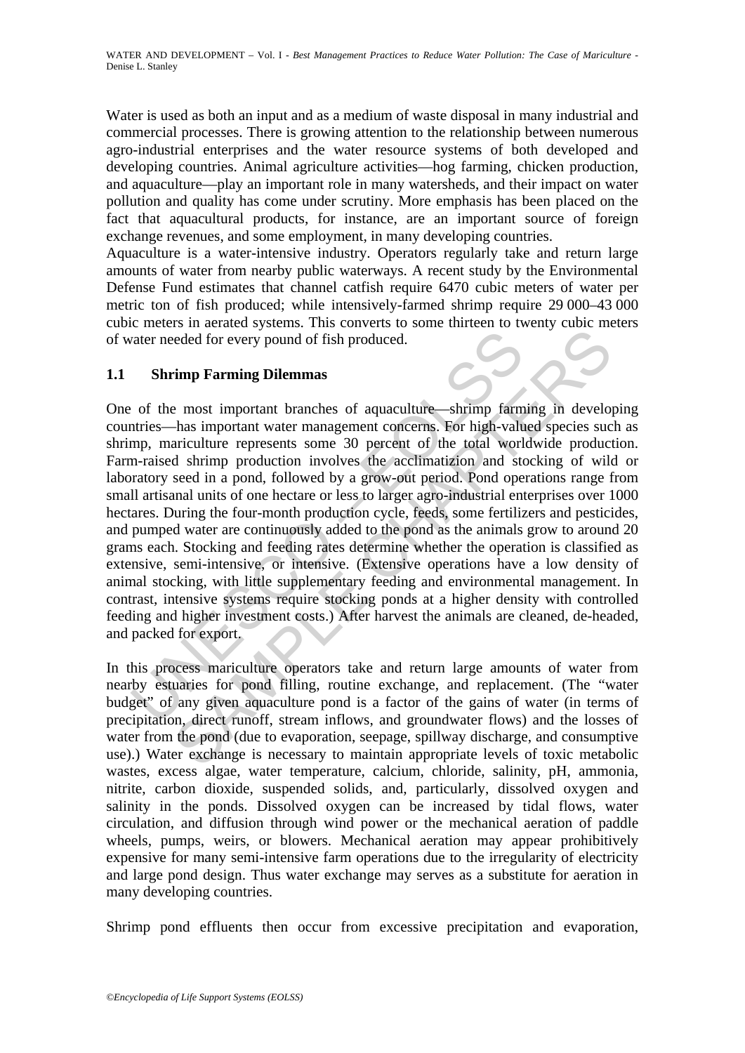Water is used as both an input and as a medium of waste disposal in many industrial and commercial processes. There is growing attention to the relationship between numerous agro-industrial enterprises and the water resource systems of both developed and developing countries. Animal agriculture activities—hog farming, chicken production, and aquaculture—play an important role in many watersheds, and their impact on water pollution and quality has come under scrutiny. More emphasis has been placed on the fact that aquacultural products, for instance, are an important source of foreign exchange revenues, and some employment, in many developing countries.

Aquaculture is a water-intensive industry. Operators regularly take and return large amounts of water from nearby public waterways. A recent study by the Environmental Defense Fund estimates that channel catfish require 6470 cubic meters of water per metric ton of fish produced; while intensively-farmed shrimp require 29 000–43 000 cubic meters in aerated systems. This converts to some thirteen to twenty cubic meters of water needed for every pound of fish produced.

## 1.1 Shrimp Farming Dilemmas

One of the most important branches of aquaculture—shrimp farming in developing countries—has important water management concerns. For high-valued species such as shrimp, mariculture represents some 30 percent of the total worldwide production. Farm-raised shrimp production involves the acclimatizion and stocking of wild or laboratory seed in a pond, followed by a grow-out period. Pond operations range from small artisanal units of one hectare or less to larger agro-industrial enterprises over 1000 hectares. During the four-month production cycle, feeds, some fertilizers and pesticides, and pumped water are continuously added to the pond as the animals grow to around 20 grams each. Stocking and feeding rates determine whether the operation is classified as extensive, semi-intensive, or intensive. (Extensive operations have a low density of animal stocking, with little supplementary feeding and environmental management. In contrast, intensive systems require stocking ponds at a higher density with controlled feeding and higher investment costs.) After harvest the animals are cleaned, de-headed, and packed for export.

In this process mariculture operators take and return large amounts of water from nearby estuaries for pond filling, routine exchange, and replacement. (The "water budget" of any given aquaculture pond is a factor of the gains of water (in terms of precipitation, direct runoff, stream inflows, and groundwater flows) and the losses of water from the pond (due to evaporation, seepage, spillway discharge, and consumptive use).) Water exchange is necessary to maintain appropriate levels of toxic metabolic wastes, excess algae, water temperature, calcium, chloride, salinity, pH, ammonia, nitrite, carbon dioxide, suspended solids, and, particularly, dissolved oxygen and salinity in the ponds. Dissolved oxygen can be increased by tidal flows, water circulation, and diffusion through wind power or the mechanical aeration of paddle wheels, pumps, weirs, or blowers. Mechanical aeration may appear prohibitively expensive for many semi-intensive farm operations due to the irregularity of electricity and large pond design. Thus water exchange may serves as a substitute for aeration in many developing countries.

Shrimp pond effluents then occur from excessive precipitation and evaporation,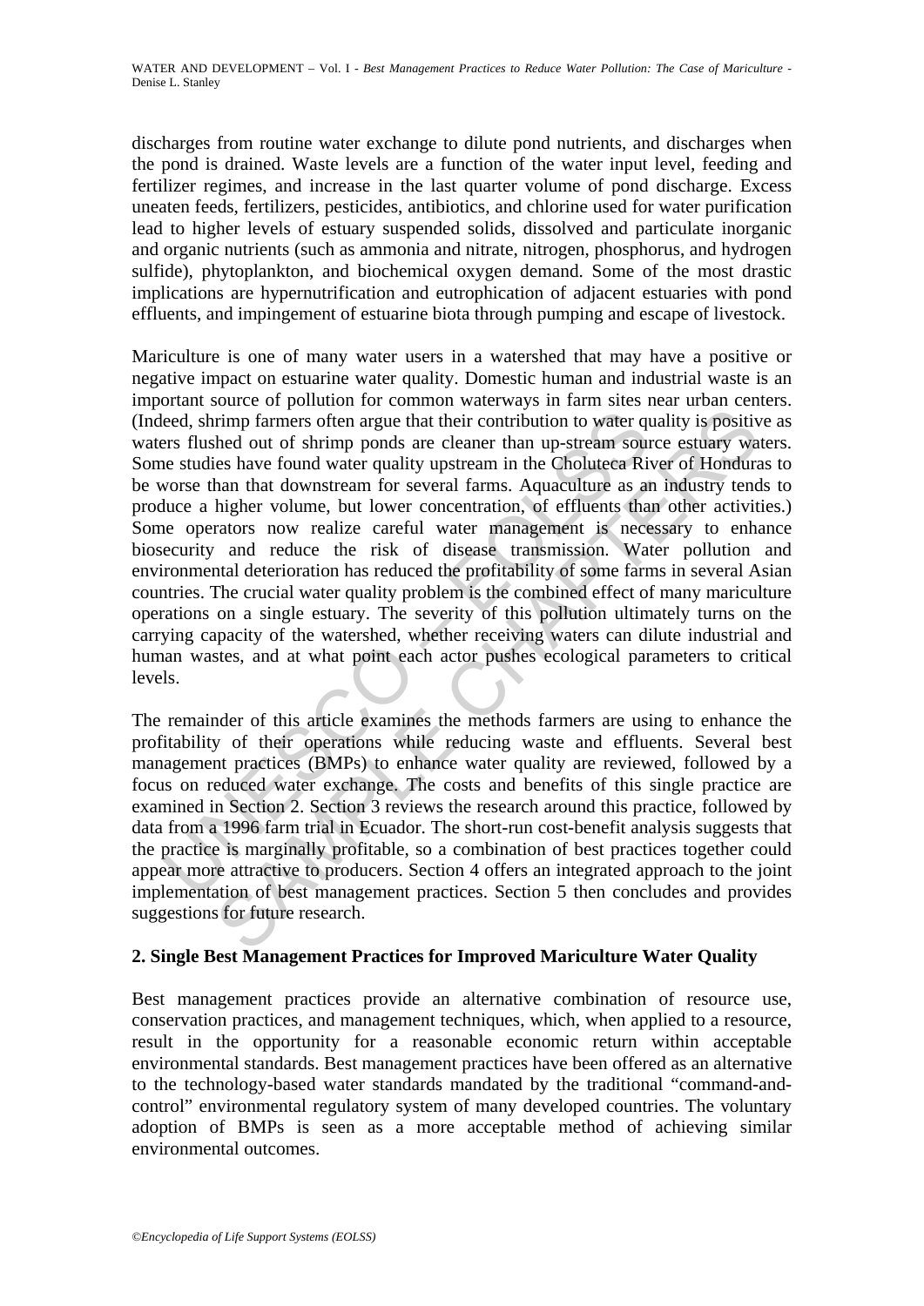discharges from routine water exchange to dilute pond nutrients, and discharges when the pond is drained. Waste levels are a function of the water input level, feeding and fertilizer regimes, and increase in the last quarter volume of pond discharge. Excess uneaten feeds, fertilizers, pesticides, antibiotics, and chlorine used for water purification lead to higher levels of estuary suspended solids, dissolved and particulate inorganic and organic nutrients (such as ammonia and nitrate, nitrogen, phosphorus, and hydrogen sulfide), phytoplankton, and biochemical oxygen demand. Some of the most drastic implications are hypernutrification and eutrophication of adjacent estuaries with pond effluents, and impingement of estuarine biota through pumping and escape of livestock.

Mariculture is one of many water users in a watershed that may have a positive or negative impact on estuarine water quality. Domestic human and industrial waste is an important source of pollution for common waterways in farm sites near urban centers. (Indeed, shrimp farmers often argue that their contribution to water quality is positive as waters flushed out of shrimp ponds are cleaner than up-stream source estuary waters. Some studies have found water quality upstream in the Choluteca River of Honduras to be worse than that downstream for several farms. Aquaculture as an industry tends to produce a higher volume, but lower concentration, of effluents than other activities.) Some operators now realize careful water management is necessary to enhance biosecurity and reduce the risk of disease transmission. Water pollution and environmental deterioration has reduced the profitability of some farms in several Asian countries. The crucial water quality problem is the combined effect of many mariculture operations on a single estuary. The severity of this pollution ultimately turns on the carrying capacity of the watershed, whether receiving waters can dilute industrial and human wastes, and at what point each actor pushes ecological parameters to critical levels.

The remainder of this article examines the methods farmers are using to enhance the profitability of their operations while reducing waste and effluents. Several best management practices (BMPs) to enhance water quality are reviewed, followed by a focus on reduced water exchange. The costs and benefits of this single practice are examined in Section 2. Section 3 reviews the research around this practice, followed by data from a 1996 farm trial in Ecuador. The short-run cost-benefit analysis suggests that the practice is marginally profitable, so a combination of best practices together could appear more attractive to producers. Section 4 offers an integrated approach to the joint implementation of best management practices. Section 5 then concludes and provides suggestions for future research.

## 2. Single Best Management Practices for Improved Mariculture Water Quality

Best management practices provide an alternative combination of resource use, conservation practices, and management techniques, which, when applied to a resource, result in the opportunity for a reasonable economic return within acceptable environmental standards. Best management practices have been offered as an alternative to the technology-based water standards mandated by the traditional "command-and-control" environmental regulatory system of many developed countries. The voluntary adoption of BMPs is seen as a more acceptable method of achieving similar environmental outcomes.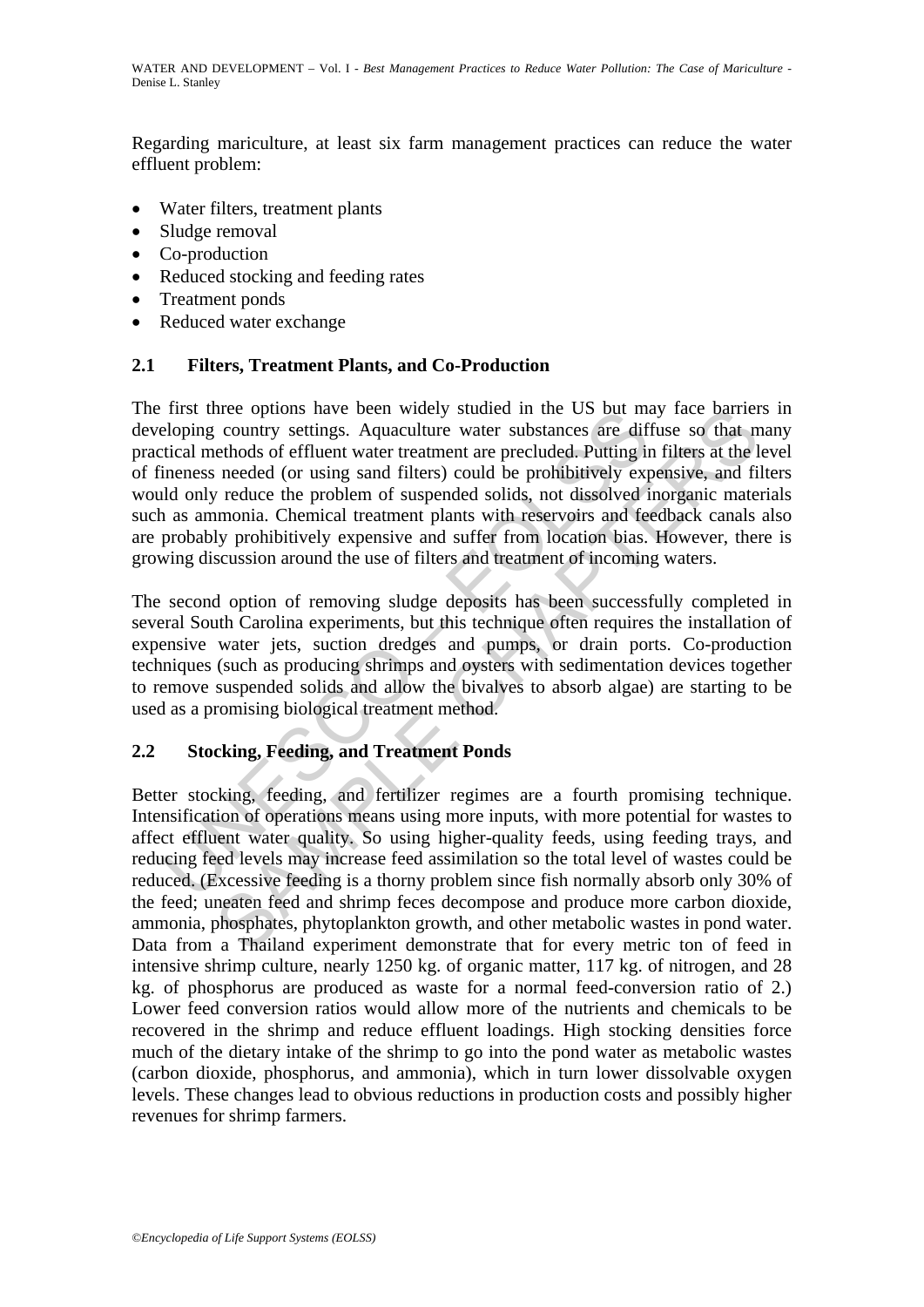Regarding mariculture, at least six farm management practices can reduce the water effluent problem:

- Water filters, treatment plants
- Sludge removal
- Co-production
- Reduced stocking and feeding rates
- Treatment ponds
- Reduced water exchange

## 2.1 Filters, Treatment Plants, and Co-Production

The first three options have been widely studied in the US but may face barriers in developing country settings. Aquaculture water substances are diffuse so that many practical methods of effluent water treatment are precluded. Putting in filters at the level of fineness needed (or using sand filters) could be prohibitively expensive, and filters would only reduce the problem of suspended solids, not dissolved inorganic materials such as ammonia. Chemical treatment plants with reservoirs and feedback canals also are probably prohibitively expensive and suffer from location bias. However, there is growing discussion around the use of filters and treatment of incoming waters.

The second option of removing sludge deposits has been successfully completed in several South Carolina experiments, but this technique often requires the installation of expensive water jets, suction dredges and pumps, or drain ports. Co-production techniques (such as producing shrimps and oysters with sedimentation devices together to remove suspended solids and allow the bivalves to absorb algae) are starting to be used as a promising biological treatment method.

## 2.2 Stocking, Feeding, and Treatment Ponds

Better stocking, feeding, and fertilizer regimes are a fourth promising technique. Intensification of operations means using more inputs, with more potential for wastes to affect effluent water quality. So using higher-quality feeds, using feeding trays, and reducing feed levels may increase feed assimilation so the total level of wastes could be reduced. (Excessive feeding is a thorny problem since fish normally absorb only 30% of the feed; uneaten feed and shrimp feces decompose and produce more carbon dioxide, ammonia, phosphates, phytoplankton growth, and other metabolic wastes in pond water. Data from a Thailand experiment demonstrate that for every metric ton of feed in intensive shrimp culture, nearly 1250 kg. of organic matter, 117 kg. of nitrogen, and 28 kg. of phosphorus are produced as waste for a normal feed-conversion ratio of 2.) Lower feed conversion ratios would allow more of the nutrients and chemicals to be recovered in the shrimp and reduce effluent loadings. High stocking densities force much of the dietary intake of the shrimp to go into the pond water as metabolic wastes (carbon dioxide, phosphorus, and ammonia), which in turn lower dissolvable oxygen levels. These changes lead to obvious reductions in production costs and possibly higher revenues for shrimp farmers.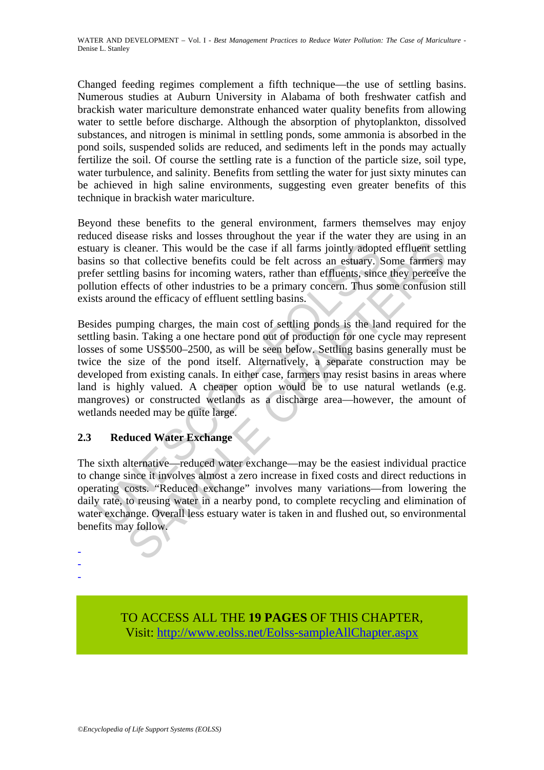Changed feeding regimes complement a fifth technique—the use of settling basins. Numerous studies at Auburn University in Alabama of both freshwater catfish and brackish water mariculture demonstrate enhanced water quality benefits from allowing water to settle before discharge. Although the absorption of phytoplankton, dissolved substances, and nitrogen is minimal in settling ponds, some ammonia is absorbed in the pond soils, suspended solids are reduced, and sediments left in the ponds may actually fertilize the soil. Of course the settling rate is a function of the particle size, soil type, water turbulence, and salinity. Benefits from settling the water for just sixty minutes can be achieved in high saline environments, suggesting even greater benefits of this technique in brackish water mariculture.

Beyond these benefits to the general environment, farmers themselves may enjoy reduced disease risks and losses throughout the year if the water they are using in an estuary is cleaner. This would be the case if all farms jointly adopted effluent settling basins so that collective benefits could be felt across an estuary. Some farmers may prefer settling basins for incoming waters, rather than effluents, since they perceive the pollution effects of other industries to be a primary concern. Thus some confusion still exists around the efficacy of effluent settling basins.

Besides pumping charges, the main cost of settling ponds is the land required for the settling basin. Taking a one hectare pond out of production for one cycle may represent losses of some US$500–2500, as will be seen below. Settling basins generally must be twice the size of the pond itself. Alternatively, a separate construction may be developed from existing canals. In either case, farmers may resist basins in areas where land is highly valued. A cheaper option would be to use natural wetlands (e.g. mangroves) or constructed wetlands as a discharge area—however, the amount of wetlands needed may be quite large.

### 2.3 Reduced Water Exchange

The sixth alternative—reduced water exchange—may be the easiest individual practice to change since it involves almost a zero increase in fixed costs and direct reductions in operating costs. "Reduced exchange" involves many variations—from lowering the daily rate, to reusing water in a nearby pond, to complete recycling and elimination of water exchange. Overall less estuary water is taken in and flushed out, so environmental benefits may follow.

-
-
-

TO ACCESS ALL THE **19 PAGES** OF THIS CHAPTER,
Visit: http://www.eolss.net/Eolss-sampleAllChapter.aspx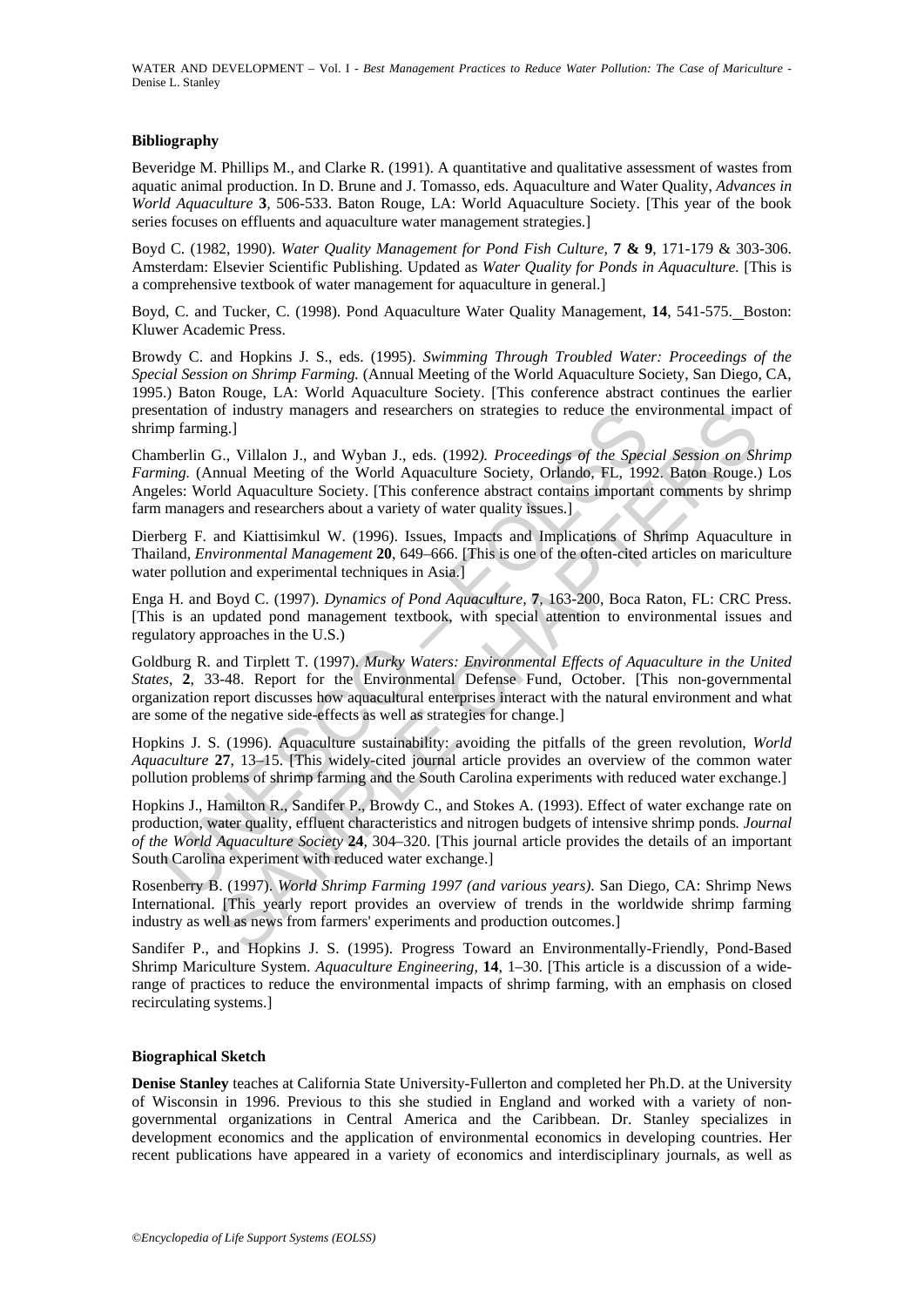### Bibliography

Beveridge M. Phillips M., and Clarke R. (1991). A quantitative and qualitative assessment of wastes from aquatic animal production. In D. Brune and J. Tomasso, eds. Aquaculture and Water Quality, *Advances in World Aquaculture* **3**, 506-533. Baton Rouge, LA: World Aquaculture Society. [This year of the book series focuses on effluents and aquaculture water management strategies.]

Boyd C. (1982, 1990). *Water Quality Management for Pond Fish Culture*, **7 & 9**, 171-179 & 303-306. Amsterdam: Elsevier Scientific Publishing. Updated as *Water Quality for Ponds in Aquaculture.* [This is a comprehensive textbook of water management for aquaculture in general.]

Boyd, C. and Tucker, C. (1998). Pond Aquaculture Water Quality Management, **14**, 541-575. Boston: Kluwer Academic Press.

Browdy C. and Hopkins J. S., eds. (1995). *Swimming Through Troubled Water: Proceedings of the Special Session on Shrimp Farming.* (Annual Meeting of the World Aquaculture Society, San Diego, CA, 1995.) Baton Rouge, LA: World Aquaculture Society. [This conference abstract continues the earlier presentation of industry managers and researchers on strategies to reduce the environmental impact of shrimp farming.]

Chamberlin G., Villalon J., and Wyban J., eds. (1992). *Proceedings of the Special Session on Shrimp Farming.* (Annual Meeting of the World Aquaculture Society, Orlando, FL, 1992. Baton Rouge.) Los Angeles: World Aquaculture Society. [This conference abstract contains important comments by shrimp farm managers and researchers about a variety of water quality issues.]

Dierberg F. and Kiattisimkul W. (1996). Issues, Impacts and Implications of Shrimp Aquaculture in Thailand, *Environmental Management* **20**, 649–666. [This is one of the often-cited articles on mariculture water pollution and experimental techniques in Asia.]

Enga H. and Boyd C. (1997). *Dynamics of Pond Aquaculture,* **7**, 163-200, Boca Raton, FL: CRC Press. [This is an updated pond management textbook, with special attention to environmental issues and regulatory approaches in the U.S.)

Goldburg R. and Tirplett T. (1997). *Murky Waters: Environmental Effects of Aquaculture in the United States,* **2**, 33-48. Report for the Environmental Defense Fund, October. [This non-governmental organization report discusses how aquacultural enterprises interact with the natural environment and what are some of the negative side-effects as well as strategies for change.]

Hopkins J. S. (1996). Aquaculture sustainability: avoiding the pitfalls of the green revolution, *World Aquaculture* **27**, 13–15. [This widely-cited journal article provides an overview of the common water pollution problems of shrimp farming and the South Carolina experiments with reduced water exchange.]

Hopkins J., Hamilton R., Sandifer P., Browdy C., and Stokes A. (1993). Effect of water exchange rate on production, water quality, effluent characteristics and nitrogen budgets of intensive shrimp ponds*. Journal of the World Aquaculture Society* **24**, 304–320. [This journal article provides the details of an important South Carolina experiment with reduced water exchange.]

Rosenberry B. (1997). *World Shrimp Farming 1997 (and various years)*. San Diego, CA: Shrimp News International. [This yearly report provides an overview of trends in the worldwide shrimp farming industry as well as news from farmers' experiments and production outcomes.]

Sandifer P., and Hopkins J. S. (1995). Progress Toward an Environmentally-Friendly, Pond-Based Shrimp Mariculture System. *Aquaculture Engineering*, **14**, 1–30. [This article is a discussion of a wide-range of practices to reduce the environmental impacts of shrimp farming, with an emphasis on closed recirculating systems.]

### Biographical Sketch

**Denise Stanley** teaches at California State University-Fullerton and completed her Ph.D. at the University of Wisconsin in 1996. Previous to this she studied in England and worked with a variety of non-governmental organizations in Central America and the Caribbean. Dr. Stanley specializes in development economics and the application of environmental economics in developing countries. Her recent publications have appeared in a variety of economics and interdisciplinary journals, as well as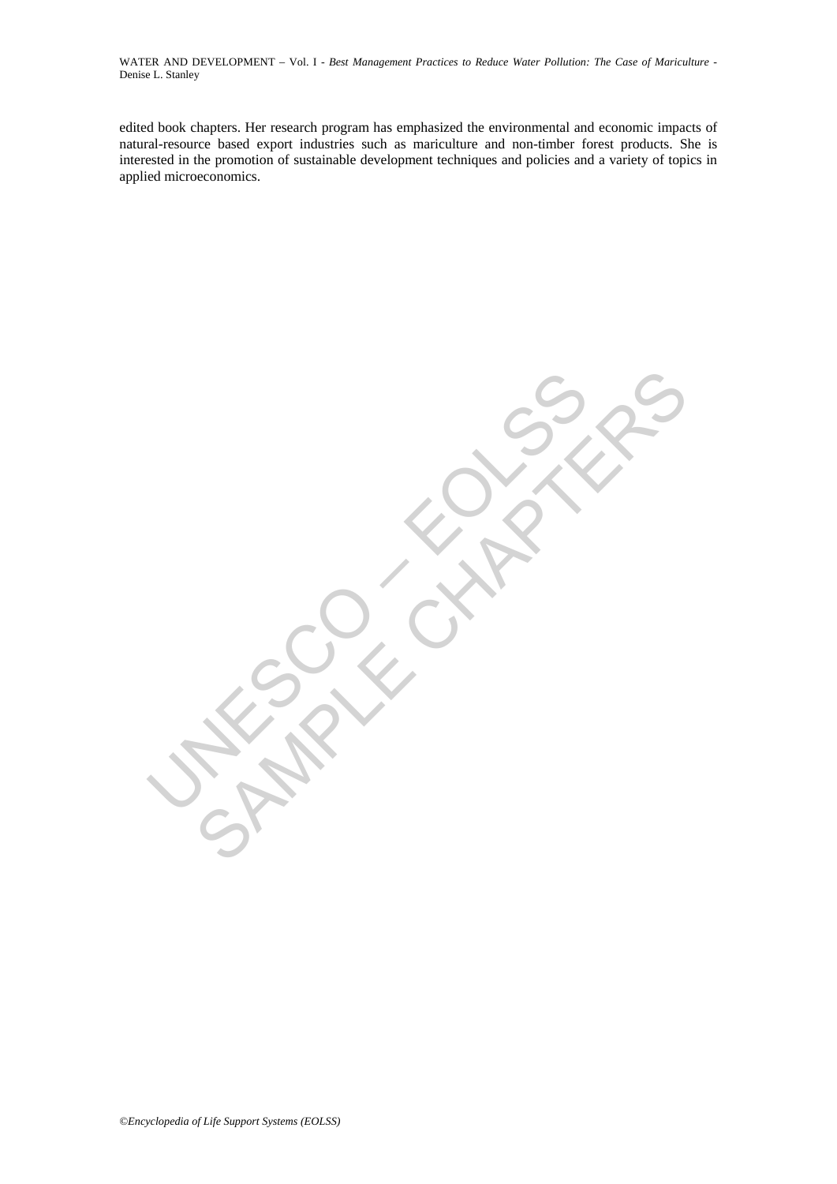edited book chapters. Her research program has emphasized the environmental and economic impacts of natural-resource based export industries such as mariculture and non-timber forest products. She is interested in the promotion of sustainable development techniques and policies and a variety of topics in applied microeconomics.